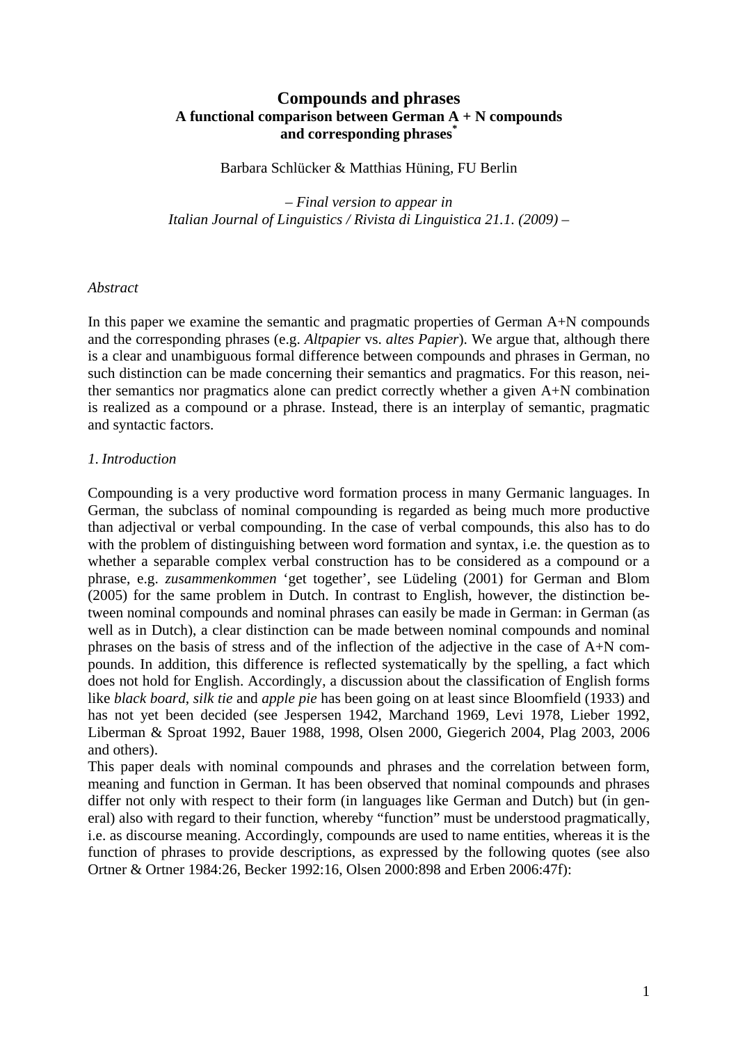# Compounds and phrases

## A functional comparison between German A + N compounds and corresponding phrases[*]

Barbara Schlücker & Matthias Hüning, FU Berlin

*– Final version to appear in*
*Italian Journal of Linguistics / Rivista di Linguistica 21.1. (2009) –*

*Abstract*

In this paper we examine the semantic and pragmatic properties of German A+N compounds and the corresponding phrases (e.g. *Altpapier* vs. *altes Papier*). We argue that, although there is a clear and unambiguous formal difference between compounds and phrases in German, no such distinction can be made concerning their semantics and pragmatics. For this reason, neither semantics nor pragmatics alone can predict correctly whether a given A+N combination is realized as a compound or a phrase. Instead, there is an interplay of semantic, pragmatic and syntactic factors.

*1. Introduction*

Compounding is a very productive word formation process in many Germanic languages. In German, the subclass of nominal compounding is regarded as being much more productive than adjectival or verbal compounding. In the case of verbal compounds, this also has to do with the problem of distinguishing between word formation and syntax, i.e. the question as to whether a separable complex verbal construction has to be considered as a compound or a phrase, e.g. *zusammenkommen* 'get together', see Lüdeling (2001) for German and Blom (2005) for the same problem in Dutch. In contrast to English, however, the distinction between nominal compounds and nominal phrases can easily be made in German: in German (as well as in Dutch), a clear distinction can be made between nominal compounds and nominal phrases on the basis of stress and of the inflection of the adjective in the case of A+N compounds. In addition, this difference is reflected systematically by the spelling, a fact which does not hold for English. Accordingly, a discussion about the classification of English forms like *black board*, *silk tie* and *apple pie* has been going on at least since Bloomfield (1933) and has not yet been decided (see Jespersen 1942, Marchand 1969, Levi 1978, Lieber 1992, Liberman & Sproat 1992, Bauer 1988, 1998, Olsen 2000, Giegerich 2004, Plag 2003, 2006 and others).

This paper deals with nominal compounds and phrases and the correlation between form, meaning and function in German. It has been observed that nominal compounds and phrases differ not only with respect to their form (in languages like German and Dutch) but (in general) also with regard to their function, whereby "function" must be understood pragmatically, i.e. as discourse meaning. Accordingly, compounds are used to name entities, whereas it is the function of phrases to provide descriptions, as expressed by the following quotes (see also Ortner & Ortner 1984:26, Becker 1992:16, Olsen 2000:898 and Erben 2006:47f):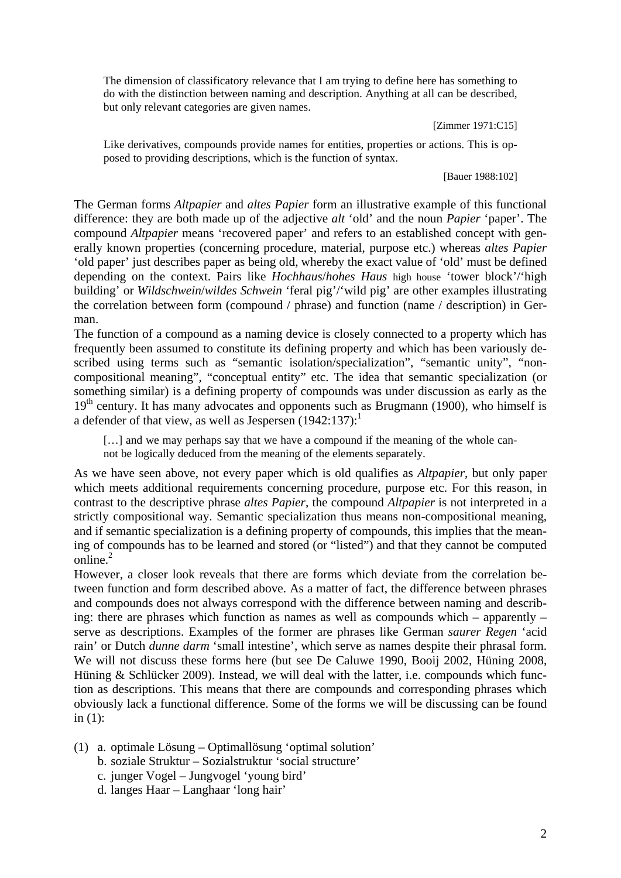> The dimension of classificatory relevance that I am trying to define here has something to do with the distinction between naming and description. Anything at all can be described, but only relevant categories are given names.
>
> [Zimmer 1971:C15]

> Like derivatives, compounds provide names for entities, properties or actions. This is opposed to providing descriptions, which is the function of syntax.
>
> [Bauer 1988:102]

The German forms *Altpapier* and *altes Papier* form an illustrative example of this functional difference: they are both made up of the adjective *alt* 'old' and the noun *Papier* 'paper'. The compound *Altpapier* means 'recovered paper' and refers to an established concept with generally known properties (concerning procedure, material, purpose etc.) whereas *altes Papier* 'old paper' just describes paper as being old, whereby the exact value of 'old' must be defined depending on the context. Pairs like *Hochhaus*/*hohes Haus* high house 'tower block'/'high building' or *Wildschwein*/*wildes Schwein* 'feral pig'/'wild pig' are other examples illustrating the correlation between form (compound / phrase) and function (name / description) in German.

The function of a compound as a naming device is closely connected to a property which has frequently been assumed to constitute its defining property and which has been variously described using terms such as "semantic isolation/specialization", "semantic unity", "non-compositional meaning", "conceptual entity" etc. The idea that semantic specialization (or something similar) is a defining property of compounds was under discussion as early as the 19th century. It has many advocates and opponents such as Brugmann (1900), who himself is a defender of that view, as well as Jespersen (1942:137):[1]

> […] and we may perhaps say that we have a compound if the meaning of the whole cannot be logically deduced from the meaning of the elements separately.

As we have seen above, not every paper which is old qualifies as *Altpapier*, but only paper which meets additional requirements concerning procedure, purpose etc. For this reason, in contrast to the descriptive phrase *altes Papier*, the compound *Altpapier* is not interpreted in a strictly compositional way. Semantic specialization thus means non-compositional meaning, and if semantic specialization is a defining property of compounds, this implies that the meaning of compounds has to be learned and stored (or "listed") and that they cannot be computed online.[2]

However, a closer look reveals that there are forms which deviate from the correlation between function and form described above. As a matter of fact, the difference between phrases and compounds does not always correspond with the difference between naming and describing: there are phrases which function as names as well as compounds which – apparently – serve as descriptions. Examples of the former are phrases like German *saurer Regen* 'acid rain' or Dutch *dunne darm* 'small intestine', which serve as names despite their phrasal form. We will not discuss these forms here (but see De Caluwe 1990, Booij 2002, Hüning 2008, Hüning & Schlücker 2009). Instead, we will deal with the latter, i.e. compounds which function as descriptions. This means that there are compounds and corresponding phrases which obviously lack a functional difference. Some of the forms we will be discussing can be found in (1):

(1) a. optimale Lösung – Optimallösung 'optimal solution'
  b. soziale Struktur – Sozialstruktur 'social structure'
  c. junger Vogel – Jungvogel 'young bird'
  d. langes Haar – Langhaar 'long hair'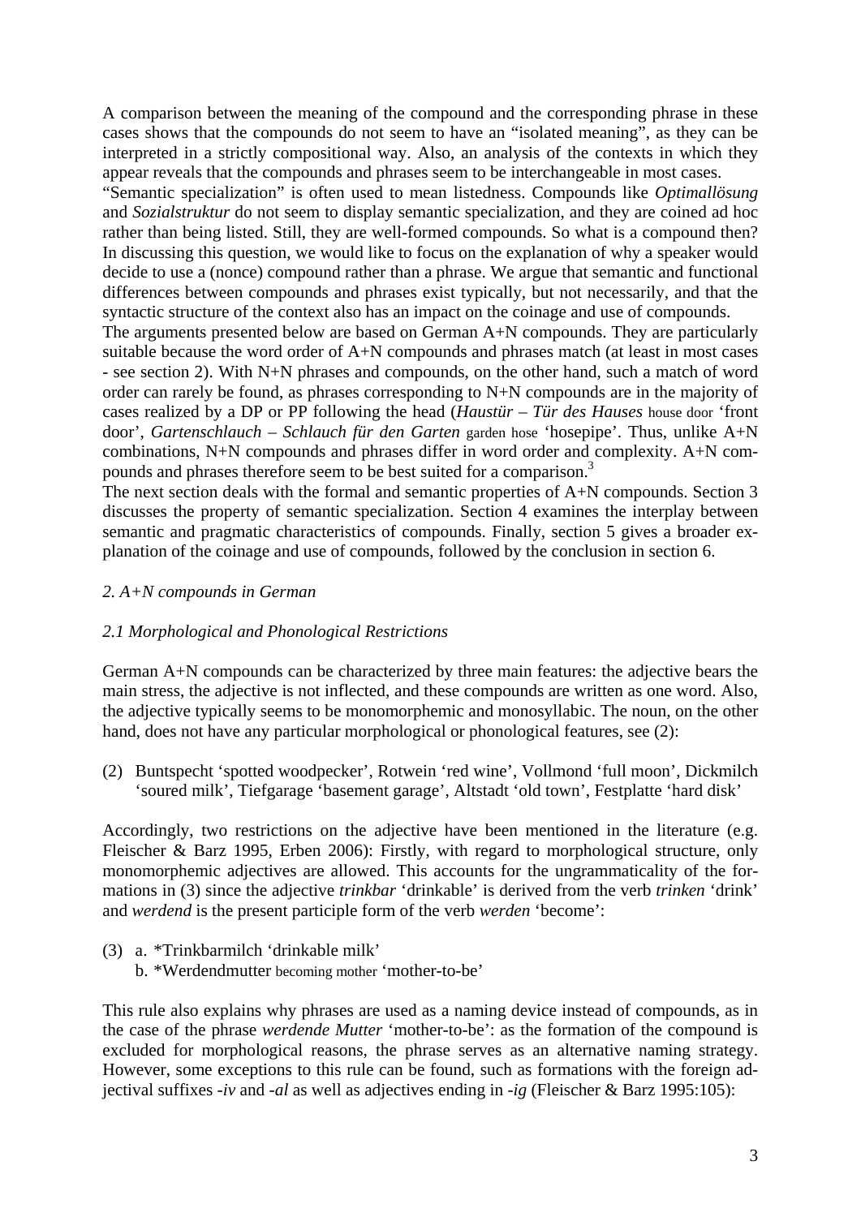A comparison between the meaning of the compound and the corresponding phrase in these cases shows that the compounds do not seem to have an "isolated meaning", as they can be interpreted in a strictly compositional way. Also, an analysis of the contexts in which they appear reveals that the compounds and phrases seem to be interchangeable in most cases.

"Semantic specialization" is often used to mean listedness. Compounds like *Optimallösung* and *Sozialstruktur* do not seem to display semantic specialization, and they are coined ad hoc rather than being listed. Still, they are well-formed compounds. So what is a compound then? In discussing this question, we would like to focus on the explanation of why a speaker would decide to use a (nonce) compound rather than a phrase. We argue that semantic and functional differences between compounds and phrases exist typically, but not necessarily, and that the syntactic structure of the context also has an impact on the coinage and use of compounds.

The arguments presented below are based on German A+N compounds. They are particularly suitable because the word order of A+N compounds and phrases match (at least in most cases - see section 2). With N+N phrases and compounds, on the other hand, such a match of word order can rarely be found, as phrases corresponding to N+N compounds are in the majority of cases realized by a DP or PP following the head (*Haustür – Tür des Hauses* house door 'front door', *Gartenschlauch – Schlauch für den Garten* garden hose 'hosepipe'. Thus, unlike A+N combinations, N+N compounds and phrases differ in word order and complexity. A+N compounds and phrases therefore seem to be best suited for a comparison.[3]

The next section deals with the formal and semantic properties of A+N compounds. Section 3 discusses the property of semantic specialization. Section 4 examines the interplay between semantic and pragmatic characteristics of compounds. Finally, section 5 gives a broader explanation of the coinage and use of compounds, followed by the conclusion in section 6.

## *2. A+N compounds in German*

### *2.1 Morphological and Phonological Restrictions*

German A+N compounds can be characterized by three main features: the adjective bears the main stress, the adjective is not inflected, and these compounds are written as one word. Also, the adjective typically seems to be monomorphemic and monosyllabic. The noun, on the other hand, does not have any particular morphological or phonological features, see (2):

(2) Buntspecht 'spotted woodpecker', Rotwein 'red wine', Vollmond 'full moon', Dickmilch 'soured milk', Tiefgarage 'basement garage', Altstadt 'old town', Festplatte 'hard disk'

Accordingly, two restrictions on the adjective have been mentioned in the literature (e.g. Fleischer & Barz 1995, Erben 2006): Firstly, with regard to morphological structure, only monomorphemic adjectives are allowed. This accounts for the ungrammaticality of the formations in (3) since the adjective *trinkbar* 'drinkable' is derived from the verb *trinken* 'drink' and *werdend* is the present participle form of the verb *werden* 'become':

(3) a. *Trinkbarmilch 'drinkable milk'
    b. *Werdendmutter becoming mother 'mother-to-be'

This rule also explains why phrases are used as a naming device instead of compounds, as in the case of the phrase *werdende Mutter* 'mother-to-be': as the formation of the compound is excluded for morphological reasons, the phrase serves as an alternative naming strategy. However, some exceptions to this rule can be found, such as formations with the foreign adjectival suffixes *-iv* and *-al* as well as adjectives ending in *-ig* (Fleischer & Barz 1995:105):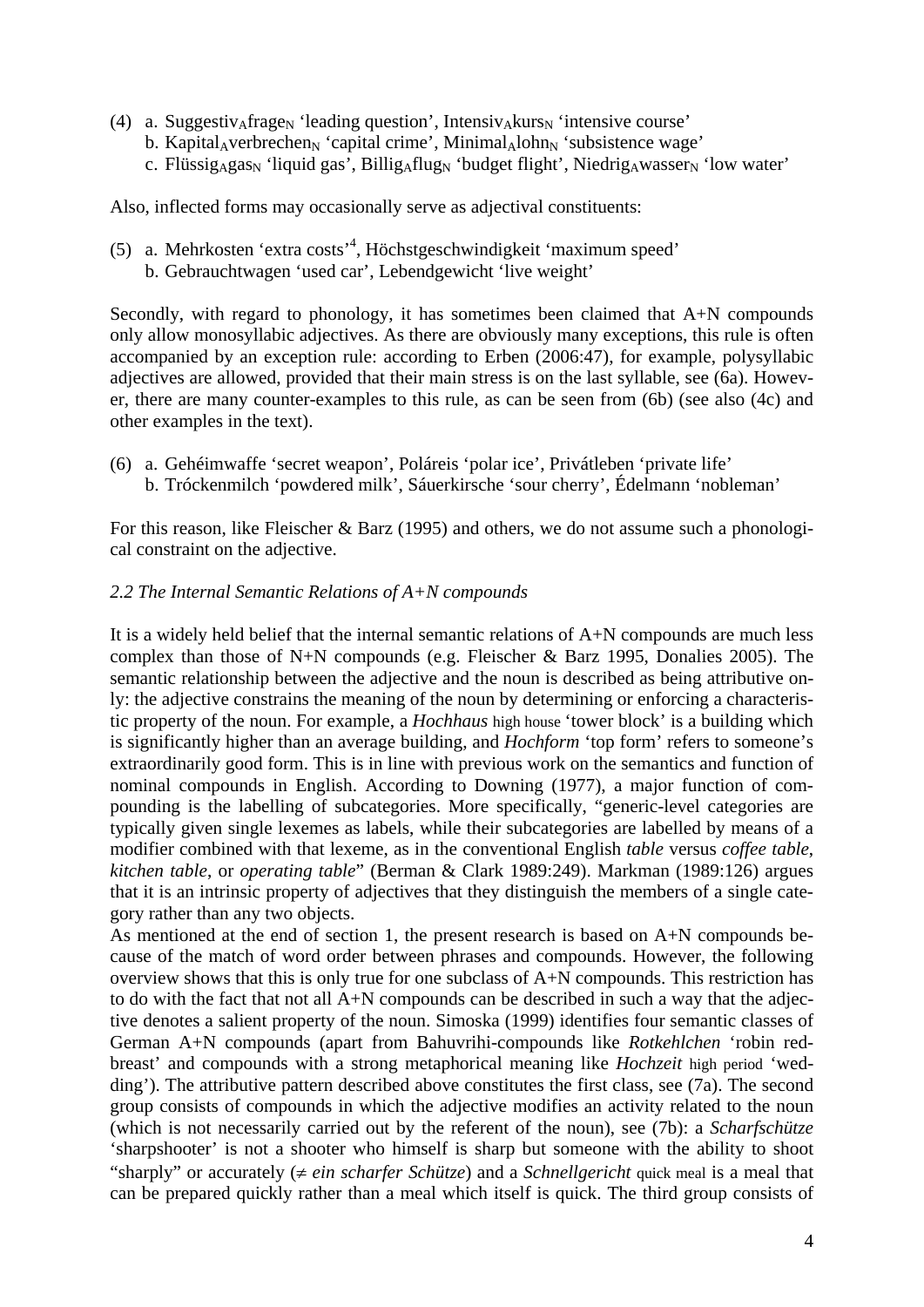(4) a. Suggestiv$_A$frage$_N$ 'leading question', Intensiv$_A$kurs$_N$ 'intensive course'
    b. Kapital$_A$verbrechen$_N$ 'capital crime', Minimal$_A$lohn$_N$ 'subsistence wage'
    c. Flüssig$_A$gas$_N$ 'liquid gas', Billig$_A$flug$_N$ 'budget flight', Niedrig$_A$wasser$_N$ 'low water'

Also, inflected forms may occasionally serve as adjectival constituents:

(5) a. Mehrkosten 'extra costs'[4], Höchstgeschwindigkeit 'maximum speed'
    b. Gebrauchtwagen 'used car', Lebendgewicht 'live weight'

Secondly, with regard to phonology, it has sometimes been claimed that A+N compounds only allow monosyllabic adjectives. As there are obviously many exceptions, this rule is often accompanied by an exception rule: according to Erben (2006:47), for example, polysyllabic adjectives are allowed, provided that their main stress is on the last syllable, see (6a). However, there are many counter-examples to this rule, as can be seen from (6b) (see also (4c) and other examples in the text).

(6) a. Gehéimwaffe 'secret weapon', Poláreis 'polar ice', Privátleben 'private life'
    b. Tróckenmilch 'powdered milk', Sáuerkirsche 'sour cherry', Édelmann 'nobleman'

For this reason, like Fleischer & Barz (1995) and others, we do not assume such a phonological constraint on the adjective.

### *2.2 The Internal Semantic Relations of A+N compounds*

It is a widely held belief that the internal semantic relations of A+N compounds are much less complex than those of N+N compounds (e.g. Fleischer & Barz 1995, Donalies 2005). The semantic relationship between the adjective and the noun is described as being attributive only: the adjective constrains the meaning of the noun by determining or enforcing a characteristic property of the noun. For example, a *Hochhaus* high house 'tower block' is a building which is significantly higher than an average building, and *Hochform* 'top form' refers to someone's extraordinarily good form. This is in line with previous work on the semantics and function of nominal compounds in English. According to Downing (1977), a major function of compounding is the labelling of subcategories. More specifically, "generic-level categories are typically given single lexemes as labels, while their subcategories are labelled by means of a modifier combined with that lexeme, as in the conventional English *table* versus *coffee table*, *kitchen table*, or *operating table*" (Berman & Clark 1989:249). Markman (1989:126) argues that it is an intrinsic property of adjectives that they distinguish the members of a single category rather than any two objects.

As mentioned at the end of section 1, the present research is based on A+N compounds because of the match of word order between phrases and compounds. However, the following overview shows that this is only true for one subclass of A+N compounds. This restriction has to do with the fact that not all A+N compounds can be described in such a way that the adjective denotes a salient property of the noun. Simoska (1999) identifies four semantic classes of German A+N compounds (apart from Bahuvrihi-compounds like *Rotkehlchen* 'robin redbreast' and compounds with a strong metaphorical meaning like *Hochzeit* high period 'wedding'). The attributive pattern described above constitutes the first class, see (7a). The second group consists of compounds in which the adjective modifies an activity related to the noun (which is not necessarily carried out by the referent of the noun), see (7b): a *Scharfschütze* 'sharpshooter' is not a shooter who himself is sharp but someone with the ability to shoot "sharply" or accurately (≠ *ein scharfer Schütze*) and a *Schnellgericht* quick meal is a meal that can be prepared quickly rather than a meal which itself is quick. The third group consists of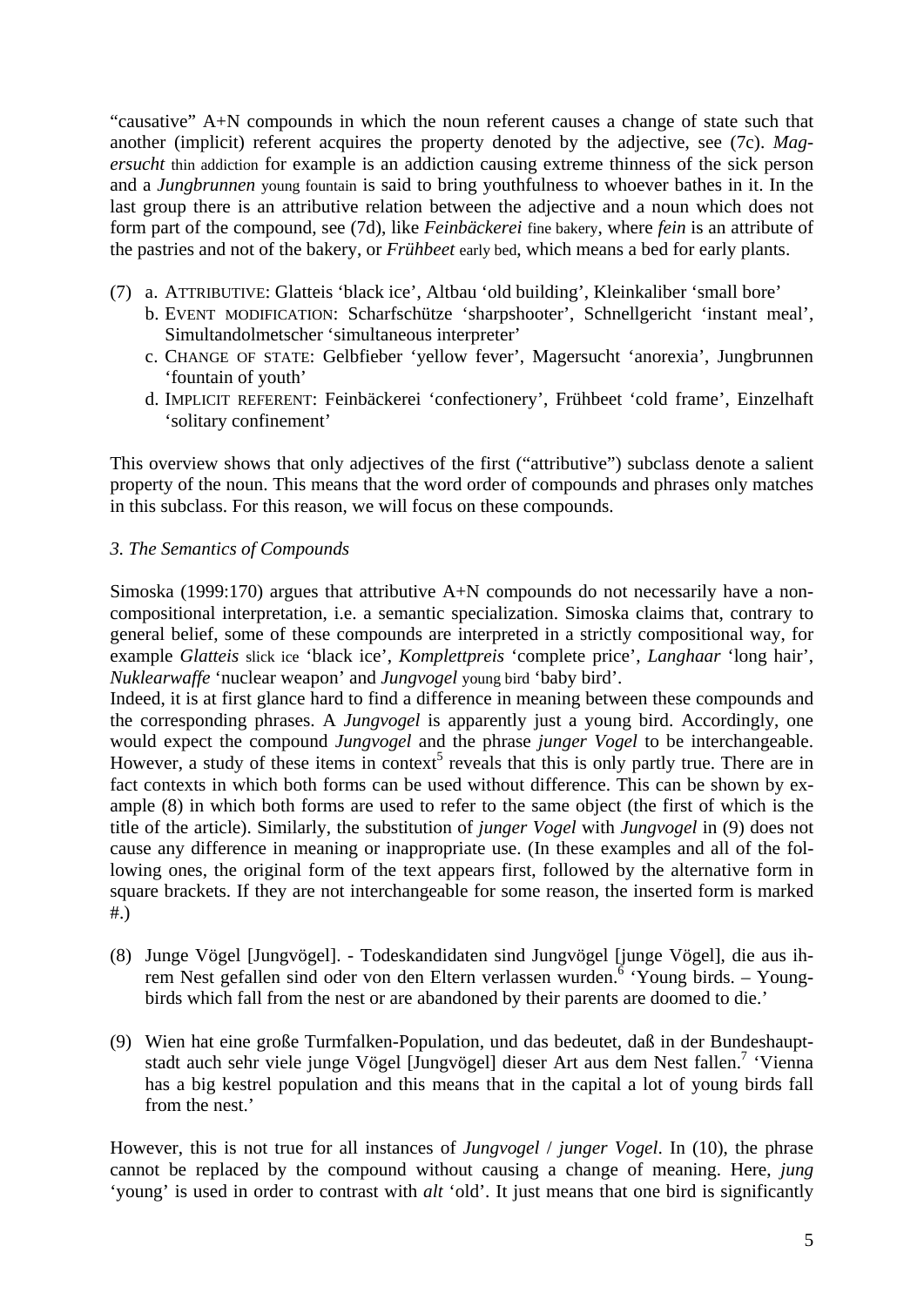"causative" A+N compounds in which the noun referent causes a change of state such that another (implicit) referent acquires the property denoted by the adjective, see (7c). *Magersucht* thin addiction for example is an addiction causing extreme thinness of the sick person and a *Jungbrunnen* young fountain is said to bring youthfulness to whoever bathes in it. In the last group there is an attributive relation between the adjective and a noun which does not form part of the compound, see (7d), like *Feinbäckerei* fine bakery, where *fein* is an attribute of the pastries and not of the bakery, or *Frühbeet* early bed, which means a bed for early plants.

(7) a. ATTRIBUTIVE: Glatteis 'black ice', Altbau 'old building', Kleinkaliber 'small bore'
  b. EVENT MODIFICATION: Scharfschütze 'sharpshooter', Schnellgericht 'instant meal', Simultandolmetscher 'simultaneous interpreter'
  c. CHANGE OF STATE: Gelbfieber 'yellow fever', Magersucht 'anorexia', Jungbrunnen 'fountain of youth'
  d. IMPLICIT REFERENT: Feinbäckerei 'confectionery', Frühbeet 'cold frame', Einzelhaft 'solitary confinement'

This overview shows that only adjectives of the first ("attributive") subclass denote a salient property of the noun. This means that the word order of compounds and phrases only matches in this subclass. For this reason, we will focus on these compounds.

*3. The Semantics of Compounds*

Simoska (1999:170) argues that attributive A+N compounds do not necessarily have a non-compositional interpretation, i.e. a semantic specialization. Simoska claims that, contrary to general belief, some of these compounds are interpreted in a strictly compositional way, for example *Glatteis* slick ice 'black ice', *Komplettpreis* 'complete price', *Langhaar* 'long hair', *Nuklearwaffe* 'nuclear weapon' and *Jungvogel* young bird 'baby bird'.
Indeed, it is at first glance hard to find a difference in meaning between these compounds and the corresponding phrases. A *Jungvogel* is apparently just a young bird. Accordingly, one would expect the compound *Jungvogel* and the phrase *junger Vogel* to be interchangeable. However, a study of these items in context[5] reveals that this is only partly true. There are in fact contexts in which both forms can be used without difference. This can be shown by example (8) in which both forms are used to refer to the same object (the first of which is the title of the article). Similarly, the substitution of *junger Vogel* with *Jungvogel* in (9) does not cause any difference in meaning or inappropriate use. (In these examples and all of the following ones, the original form of the text appears first, followed by the alternative form in square brackets. If they are not interchangeable for some reason, the inserted form is marked #.)

(8) Junge Vögel [Jungvögel]. - Todeskandidaten sind Jungvögel [junge Vögel], die aus ihrem Nest gefallen sind oder von den Eltern verlassen wurden.[6] 'Young birds. – Youngbirds which fall from the nest or are abandoned by their parents are doomed to die.'

(9) Wien hat eine große Turmfalken-Population, und das bedeutet, daß in der Bundeshauptstadt auch sehr viele junge Vögel [Jungvögel] dieser Art aus dem Nest fallen.[7] 'Vienna has a big kestrel population and this means that in the capital a lot of young birds fall from the nest.'

However, this is not true for all instances of *Jungvogel* / *junger Vogel*. In (10), the phrase cannot be replaced by the compound without causing a change of meaning. Here, *jung* 'young' is used in order to contrast with *alt* 'old'. It just means that one bird is significantly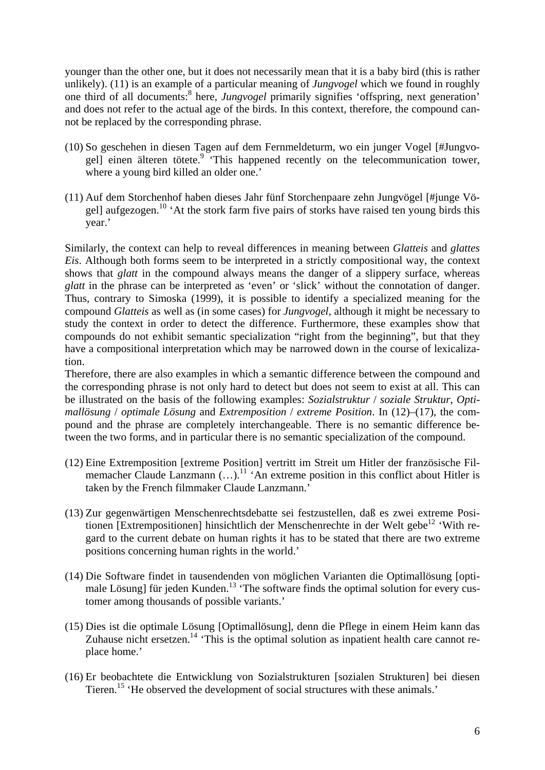younger than the other one, but it does not necessarily mean that it is a baby bird (this is rather unlikely). (11) is an example of a particular meaning of *Jungvogel* which we found in roughly one third of all documents:[8] here, *Jungvogel* primarily signifies 'offspring, next generation' and does not refer to the actual age of the birds. In this context, therefore, the compound cannot be replaced by the corresponding phrase.

(10) So geschehen in diesen Tagen auf dem Fernmeldeturm, wo ein junger Vogel [#Jungvogel] einen älteren tötete.[9] 'This happened recently on the telecommunication tower, where a young bird killed an older one.'

(11) Auf dem Storchenhof haben dieses Jahr fünf Storchenpaare zehn Jungvögel [#junge Vögel] aufgezogen.[10] 'At the stork farm five pairs of storks have raised ten young birds this year.'

Similarly, the context can help to reveal differences in meaning between *Glatteis* and *glattes Eis*. Although both forms seem to be interpreted in a strictly compositional way, the context shows that *glatt* in the compound always means the danger of a slippery surface, whereas *glatt* in the phrase can be interpreted as 'even' or 'slick' without the connotation of danger. Thus, contrary to Simoska (1999), it is possible to identify a specialized meaning for the compound *Glatteis* as well as (in some cases) for *Jungvogel*, although it might be necessary to study the context in order to detect the difference. Furthermore, these examples show that compounds do not exhibit semantic specialization "right from the beginning", but that they have a compositional interpretation which may be narrowed down in the course of lexicalization.

Therefore, there are also examples in which a semantic difference between the compound and the corresponding phrase is not only hard to detect but does not seem to exist at all. This can be illustrated on the basis of the following examples: *Sozialstruktur* / *soziale Struktur*, *Optimallösung* / *optimale Lösung* and *Extremposition* / *extreme Position*. In (12)–(17), the compound and the phrase are completely interchangeable. There is no semantic difference between the two forms, and in particular there is no semantic specialization of the compound.

(12) Eine Extremposition [extreme Position] vertritt im Streit um Hitler der französische Filmemacher Claude Lanzmann (…).[11] 'An extreme position in this conflict about Hitler is taken by the French filmmaker Claude Lanzmann.'

(13) Zur gegenwärtigen Menschenrechtsdebatte sei festzustellen, daß es zwei extreme Positionen [Extrempositionen] hinsichtlich der Menschenrechte in der Welt gebe[12] 'With regard to the current debate on human rights it has to be stated that there are two extreme positions concerning human rights in the world.'

(14) Die Software findet in tausendenden von möglichen Varianten die Optimallösung [optimale Lösung] für jeden Kunden.[13] 'The software finds the optimal solution for every customer among thousands of possible variants.'

(15) Dies ist die optimale Lösung [Optimallösung], denn die Pflege in einem Heim kann das Zuhause nicht ersetzen.[14] 'This is the optimal solution as inpatient health care cannot replace home.'

(16) Er beobachtete die Entwicklung von Sozialstrukturen [sozialen Strukturen] bei diesen Tieren.[15] 'He observed the development of social structures with these animals.'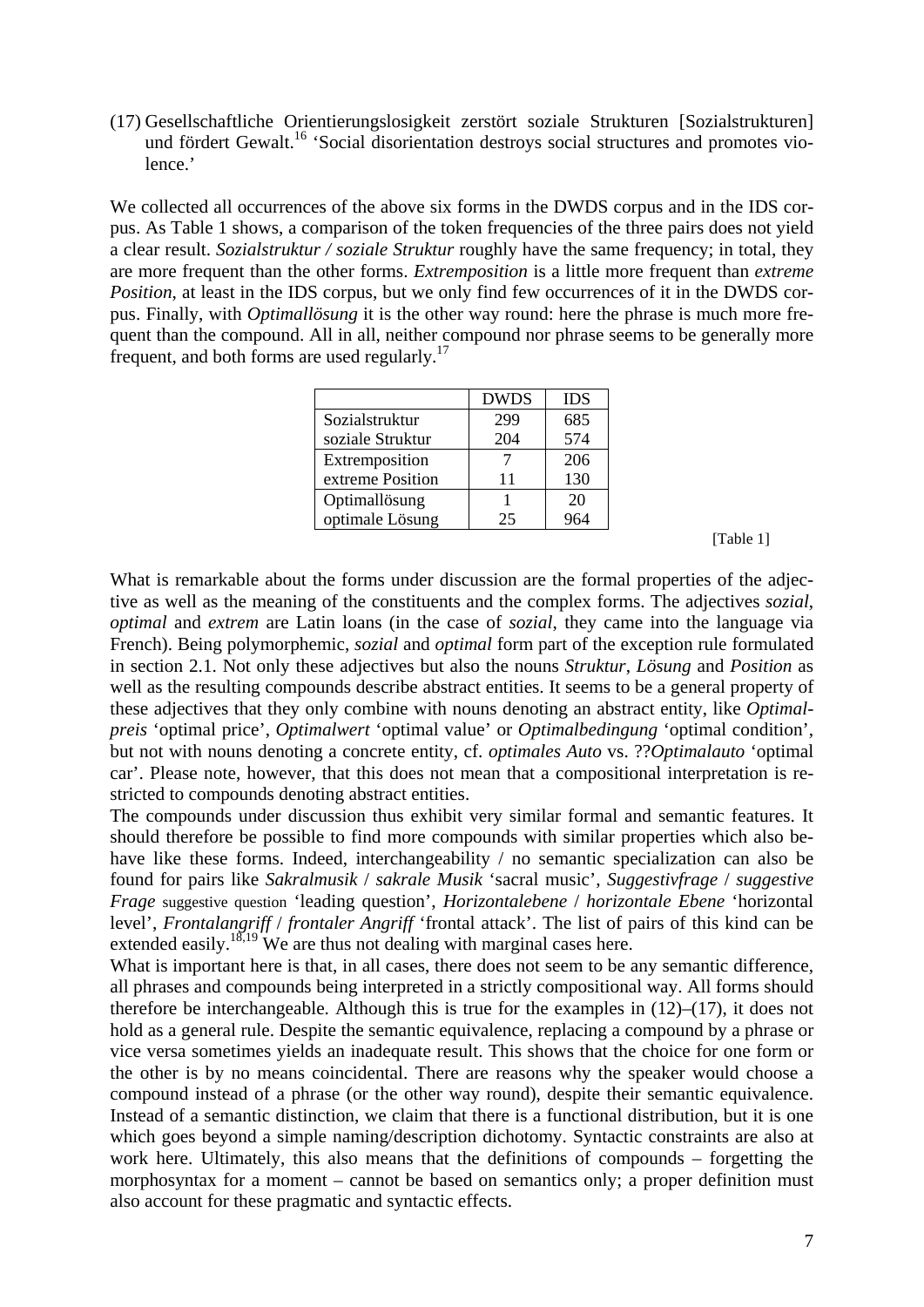(17) Gesellschaftliche Orientierungslosigkeit zerstört soziale Strukturen [Sozialstrukturen] und fördert Gewalt.[16] 'Social disorientation destroys social structures and promotes violence.'

We collected all occurrences of the above six forms in the DWDS corpus and in the IDS corpus. As Table 1 shows, a comparison of the token frequencies of the three pairs does not yield a clear result. *Sozialstruktur / soziale Struktur* roughly have the same frequency; in total, they are more frequent than the other forms. *Extremposition* is a little more frequent than *extreme Position*, at least in the IDS corpus, but we only find few occurrences of it in the DWDS corpus. Finally, with *Optimallösung* it is the other way round: here the phrase is much more frequent than the compound. All in all, neither compound nor phrase seems to be generally more frequent, and both forms are used regularly.[17]

| | DWDS | IDS |
|---|---|---|
| Sozialstruktur | 299 | 685 |
| soziale Struktur | 204 | 574 |
| Extremposition | 7 | 206 |
| extreme Position | 11 | 130 |
| Optimallösung | 1 | 20 |
| optimale Lösung | 25 | 964 |

[Table 1]

What is remarkable about the forms under discussion are the formal properties of the adjective as well as the meaning of the constituents and the complex forms. The adjectives *sozial*, *optimal* and *extrem* are Latin loans (in the case of *sozial*, they came into the language via French). Being polymorphemic, *sozial* and *optimal* form part of the exception rule formulated in section 2.1. Not only these adjectives but also the nouns *Struktur*, *Lösung* and *Position* as well as the resulting compounds describe abstract entities. It seems to be a general property of these adjectives that they only combine with nouns denoting an abstract entity, like *Optimalpreis* 'optimal price', *Optimalwert* 'optimal value' or *Optimalbedingung* 'optimal condition', but not with nouns denoting a concrete entity, cf. *optimales Auto* vs. ??*Optimalauto* 'optimal car'. Please note, however, that this does not mean that a compositional interpretation is restricted to compounds denoting abstract entities.

The compounds under discussion thus exhibit very similar formal and semantic features. It should therefore be possible to find more compounds with similar properties which also behave like these forms. Indeed, interchangeability / no semantic specialization can also be found for pairs like *Sakralmusik* / *sakrale Musik* 'sacral music', *Suggestivfrage* / *suggestive Frage* suggestive question 'leading question', *Horizontalebene* / *horizontale Ebene* 'horizontal level', *Frontalangriff* / *frontaler Angriff* 'frontal attack'. The list of pairs of this kind can be extended easily.[18,19] We are thus not dealing with marginal cases here.

What is important here is that, in all cases, there does not seem to be any semantic difference, all phrases and compounds being interpreted in a strictly compositional way. All forms should therefore be interchangeable. Although this is true for the examples in (12)–(17), it does not hold as a general rule. Despite the semantic equivalence, replacing a compound by a phrase or vice versa sometimes yields an inadequate result. This shows that the choice for one form or the other is by no means coincidental. There are reasons why the speaker would choose a compound instead of a phrase (or the other way round), despite their semantic equivalence. Instead of a semantic distinction, we claim that there is a functional distribution, but it is one which goes beyond a simple naming/description dichotomy. Syntactic constraints are also at work here. Ultimately, this also means that the definitions of compounds – forgetting the morphosyntax for a moment – cannot be based on semantics only; a proper definition must also account for these pragmatic and syntactic effects.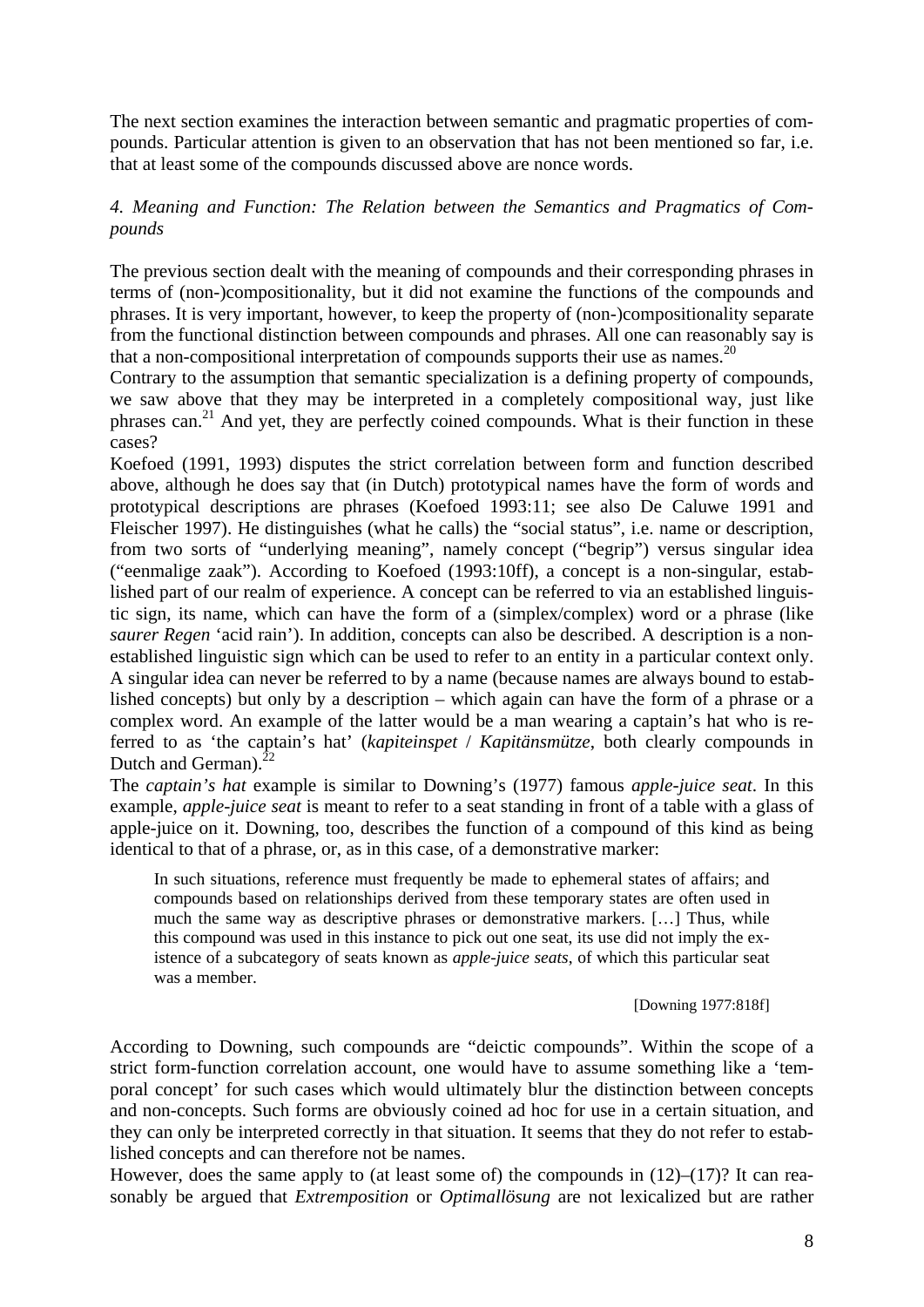The next section examines the interaction between semantic and pragmatic properties of compounds. Particular attention is given to an observation that has not been mentioned so far, i.e. that at least some of the compounds discussed above are nonce words.

### *4. Meaning and Function: The Relation between the Semantics and Pragmatics of Compounds*

The previous section dealt with the meaning of compounds and their corresponding phrases in terms of (non-)compositionality, but it did not examine the functions of the compounds and phrases. It is very important, however, to keep the property of (non-)compositionality separate from the functional distinction between compounds and phrases. All one can reasonably say is that a non-compositional interpretation of compounds supports their use as names.[20]

Contrary to the assumption that semantic specialization is a defining property of compounds, we saw above that they may be interpreted in a completely compositional way, just like phrases can.[21] And yet, they are perfectly coined compounds. What is their function in these cases?

Koefoed (1991, 1993) disputes the strict correlation between form and function described above, although he does say that (in Dutch) prototypical names have the form of words and prototypical descriptions are phrases (Koefoed 1993:11; see also De Caluwe 1991 and Fleischer 1997). He distinguishes (what he calls) the "social status", i.e. name or description, from two sorts of "underlying meaning", namely concept ("begrip") versus singular idea ("eenmalige zaak"). According to Koefoed (1993:10ff), a concept is a non-singular, established part of our realm of experience. A concept can be referred to via an established linguistic sign, its name, which can have the form of a (simplex/complex) word or a phrase (like *saurer Regen* 'acid rain'). In addition, concepts can also be described. A description is a non-established linguistic sign which can be used to refer to an entity in a particular context only. A singular idea can never be referred to by a name (because names are always bound to established concepts) but only by a description – which again can have the form of a phrase or a complex word. An example of the latter would be a man wearing a captain's hat who is referred to as 'the captain's hat' (*kapiteinspet* / *Kapitänsmütze*, both clearly compounds in Dutch and German).[22]

The *captain's hat* example is similar to Downing's (1977) famous *apple-juice seat*. In this example, *apple-juice seat* is meant to refer to a seat standing in front of a table with a glass of apple-juice on it. Downing, too, describes the function of a compound of this kind as being identical to that of a phrase, or, as in this case, of a demonstrative marker:

> In such situations, reference must frequently be made to ephemeral states of affairs; and compounds based on relationships derived from these temporary states are often used in much the same way as descriptive phrases or demonstrative markers. […] Thus, while this compound was used in this instance to pick out one seat, its use did not imply the existence of a subcategory of seats known as *apple-juice seats*, of which this particular seat was a member.
>
> [Downing 1977:818f]

According to Downing, such compounds are "deictic compounds". Within the scope of a strict form-function correlation account, one would have to assume something like a 'temporal concept' for such cases which would ultimately blur the distinction between concepts and non-concepts. Such forms are obviously coined ad hoc for use in a certain situation, and they can only be interpreted correctly in that situation. It seems that they do not refer to established concepts and can therefore not be names.

However, does the same apply to (at least some of) the compounds in (12)–(17)? It can reasonably be argued that *Extremposition* or *Optimallösung* are not lexicalized but are rather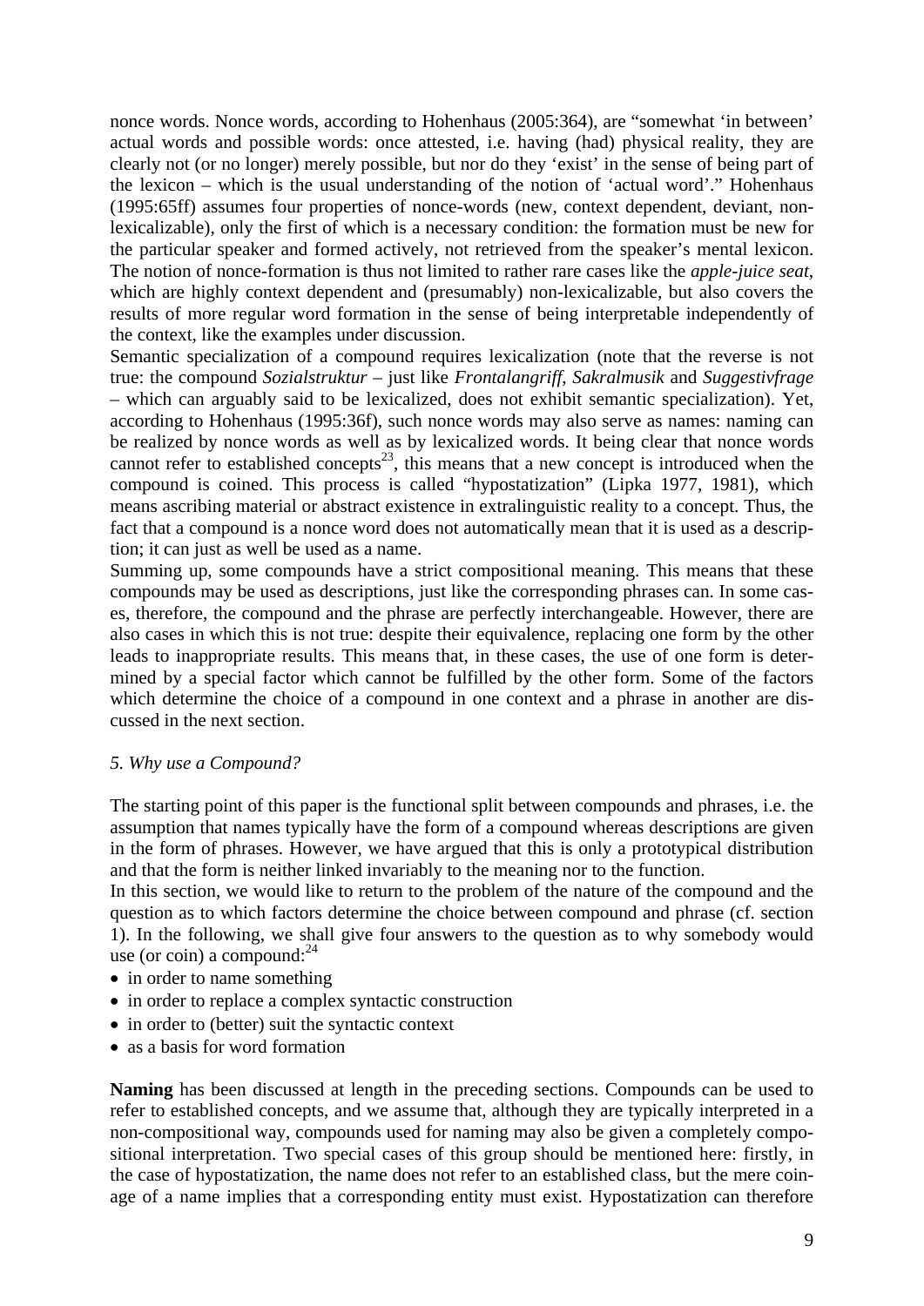nonce words. Nonce words, according to Hohenhaus (2005:364), are "somewhat 'in between' actual words and possible words: once attested, i.e. having (had) physical reality, they are clearly not (or no longer) merely possible, but nor do they 'exist' in the sense of being part of the lexicon – which is the usual understanding of the notion of 'actual word'." Hohenhaus (1995:65ff) assumes four properties of nonce-words (new, context dependent, deviant, non-lexicalizable), only the first of which is a necessary condition: the formation must be new for the particular speaker and formed actively, not retrieved from the speaker's mental lexicon. The notion of nonce-formation is thus not limited to rather rare cases like the *apple-juice seat*, which are highly context dependent and (presumably) non-lexicalizable, but also covers the results of more regular word formation in the sense of being interpretable independently of the context, like the examples under discussion.

Semantic specialization of a compound requires lexicalization (note that the reverse is not true: the compound *Sozialstruktur* – just like *Frontalangriff*, *Sakralmusik* and *Suggestivfrage* – which can arguably said to be lexicalized, does not exhibit semantic specialization). Yet, according to Hohenhaus (1995:36f), such nonce words may also serve as names: naming can be realized by nonce words as well as by lexicalized words. It being clear that nonce words cannot refer to established concepts[23], this means that a new concept is introduced when the compound is coined. This process is called "hypostatization" (Lipka 1977, 1981), which means ascribing material or abstract existence in extralinguistic reality to a concept. Thus, the fact that a compound is a nonce word does not automatically mean that it is used as a description; it can just as well be used as a name.

Summing up, some compounds have a strict compositional meaning. This means that these compounds may be used as descriptions, just like the corresponding phrases can. In some cases, therefore, the compound and the phrase are perfectly interchangeable. However, there are also cases in which this is not true: despite their equivalence, replacing one form by the other leads to inappropriate results. This means that, in these cases, the use of one form is determined by a special factor which cannot be fulfilled by the other form. Some of the factors which determine the choice of a compound in one context and a phrase in another are discussed in the next section.

### *5. Why use a Compound?*

The starting point of this paper is the functional split between compounds and phrases, i.e. the assumption that names typically have the form of a compound whereas descriptions are given in the form of phrases. However, we have argued that this is only a prototypical distribution and that the form is neither linked invariably to the meaning nor to the function.

In this section, we would like to return to the problem of the nature of the compound and the question as to which factors determine the choice between compound and phrase (cf. section 1). In the following, we shall give four answers to the question as to why somebody would use (or coin) a compound:[24]

- in order to name something
- in order to replace a complex syntactic construction
- in order to (better) suit the syntactic context
- as a basis for word formation

**Naming** has been discussed at length in the preceding sections. Compounds can be used to refer to established concepts, and we assume that, although they are typically interpreted in a non-compositional way, compounds used for naming may also be given a completely compositional interpretation. Two special cases of this group should be mentioned here: firstly, in the case of hypostatization, the name does not refer to an established class, but the mere coinage of a name implies that a corresponding entity must exist. Hypostatization can therefore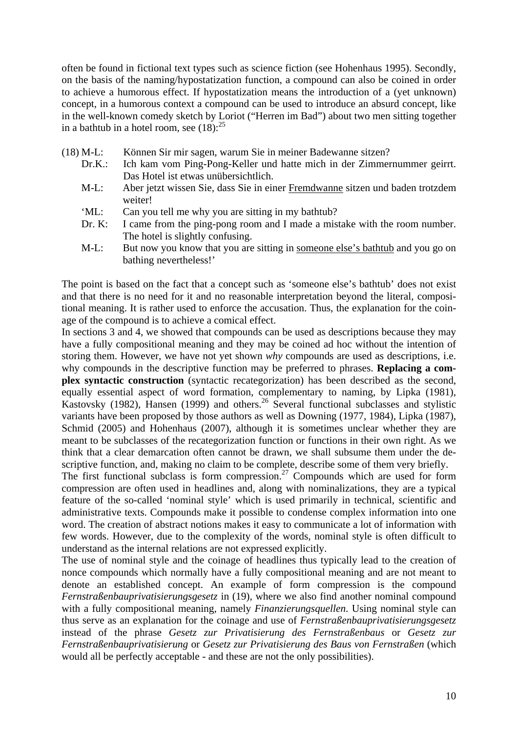often be found in fictional text types such as science fiction (see Hohenhaus 1995). Secondly, on the basis of the naming/hypostatization function, a compound can also be coined in order to achieve a humorous effect. If hypostatization means the introduction of a (yet unknown) concept, in a humorous context a compound can be used to introduce an absurd concept, like in the well-known comedy sketch by Loriot ("Herren im Bad") about two men sitting together in a bathtub in a hotel room, see (18):[25]

(18) M-L: Können Sir mir sagen, warum Sie in meiner Badewanne sitzen?
Dr.K.: Ich kam vom Ping-Pong-Keller und hatte mich in der Zimmernummer geirrt. Das Hotel ist etwas unübersichtlich.
M-L: Aber jetzt wissen Sie, dass Sie in einer <u>Fremdwanne</u> sitzen und baden trotzdem weiter!
'ML: Can you tell me why you are sitting in my bathtub?
Dr. K: I came from the ping-pong room and I made a mistake with the room number. The hotel is slightly confusing.
M-L: But now you know that you are sitting in <u>someone else's bathtub</u> and you go on bathing nevertheless!'

The point is based on the fact that a concept such as 'someone else's bathtub' does not exist and that there is no need for it and no reasonable interpretation beyond the literal, compositional meaning. It is rather used to enforce the accusation. Thus, the explanation for the coinage of the compound is to achieve a comical effect.

In sections 3 and 4, we showed that compounds can be used as descriptions because they may have a fully compositional meaning and they may be coined ad hoc without the intention of storing them. However, we have not yet shown *why* compounds are used as descriptions, i.e. why compounds in the descriptive function may be preferred to phrases. **Replacing a complex syntactic construction** (syntactic recategorization) has been described as the second, equally essential aspect of word formation, complementary to naming, by Lipka (1981), Kastovsky (1982), Hansen (1999) and others.[26] Several functional subclasses and stylistic variants have been proposed by those authors as well as Downing (1977, 1984), Lipka (1987), Schmid (2005) and Hohenhaus (2007), although it is sometimes unclear whether they are meant to be subclasses of the recategorization function or functions in their own right. As we think that a clear demarcation often cannot be drawn, we shall subsume them under the descriptive function, and, making no claim to be complete, describe some of them very briefly.

The first functional subclass is form compression.[27] Compounds which are used for form compression are often used in headlines and, along with nominalizations, they are a typical feature of the so-called 'nominal style' which is used primarily in technical, scientific and administrative texts. Compounds make it possible to condense complex information into one word. The creation of abstract notions makes it easy to communicate a lot of information with few words. However, due to the complexity of the words, nominal style is often difficult to understand as the internal relations are not expressed explicitly.

The use of nominal style and the coinage of headlines thus typically lead to the creation of nonce compounds which normally have a fully compositional meaning and are not meant to denote an established concept. An example of form compression is the compound *Fernstraßenbauprivatisierungsgesetz* in (19), where we also find another nominal compound with a fully compositional meaning, namely *Finanzierungsquellen*. Using nominal style can thus serve as an explanation for the coinage and use of *Fernstraßenbauprivatisierungsgesetz* instead of the phrase *Gesetz zur Privatisierung des Fernstraßenbaus* or *Gesetz zur Fernstraßenbauprivatisierung* or *Gesetz zur Privatisierung des Baus von Fernstraßen* (which would all be perfectly acceptable - and these are not the only possibilities).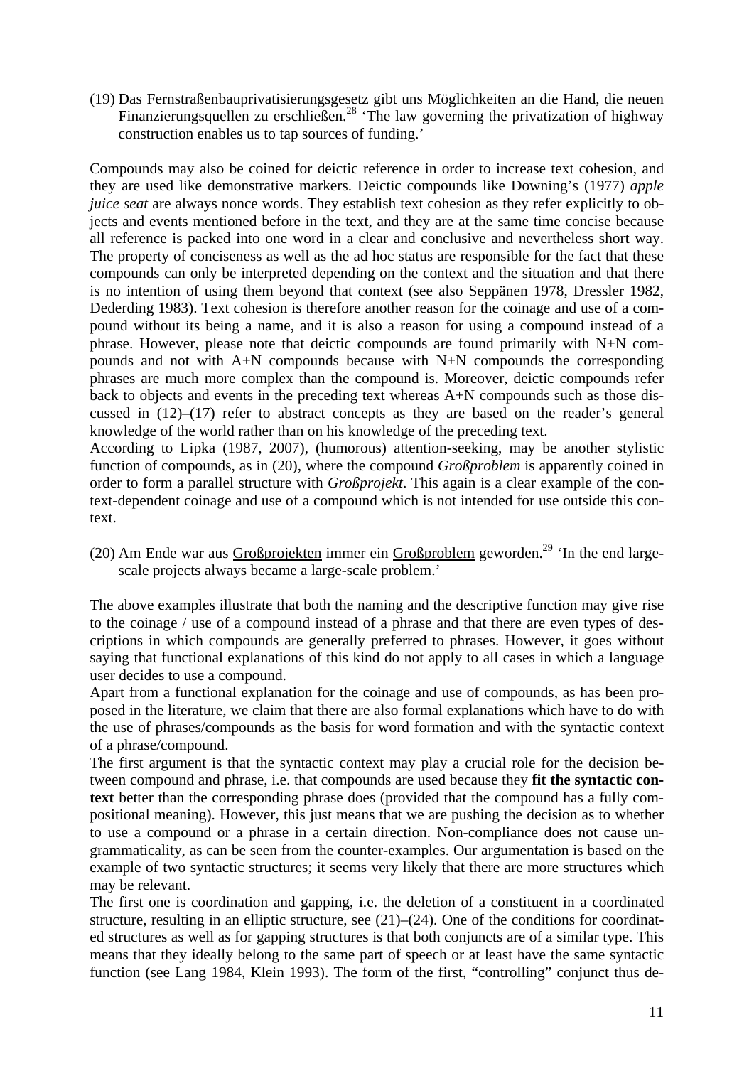(19) Das Fernstraßenbauprivatisierungsgesetz gibt uns Möglichkeiten an die Hand, die neuen Finanzierungsquellen zu erschließen.[28] 'The law governing the privatization of highway construction enables us to tap sources of funding.'

Compounds may also be coined for deictic reference in order to increase text cohesion, and they are used like demonstrative markers. Deictic compounds like Downing's (1977) *apple juice seat* are always nonce words. They establish text cohesion as they refer explicitly to objects and events mentioned before in the text, and they are at the same time concise because all reference is packed into one word in a clear and conclusive and nevertheless short way. The property of conciseness as well as the ad hoc status are responsible for the fact that these compounds can only be interpreted depending on the context and the situation and that there is no intention of using them beyond that context (see also Seppänen 1978, Dressler 1982, Dederding 1983). Text cohesion is therefore another reason for the coinage and use of a compound without its being a name, and it is also a reason for using a compound instead of a phrase. However, please note that deictic compounds are found primarily with N+N compounds and not with A+N compounds because with N+N compounds the corresponding phrases are much more complex than the compound is. Moreover, deictic compounds refer back to objects and events in the preceding text whereas A+N compounds such as those discussed in (12)–(17) refer to abstract concepts as they are based on the reader's general knowledge of the world rather than on his knowledge of the preceding text.

According to Lipka (1987, 2007), (humorous) attention-seeking, may be another stylistic function of compounds, as in (20), where the compound *Großproblem* is apparently coined in order to form a parallel structure with *Großprojekt*. This again is a clear example of the context-dependent coinage and use of a compound which is not intended for use outside this context.

(20) Am Ende war aus <u>Großprojekten</u> immer ein <u>Großproblem</u> geworden.[29] 'In the end large-scale projects always became a large-scale problem.'

The above examples illustrate that both the naming and the descriptive function may give rise to the coinage / use of a compound instead of a phrase and that there are even types of descriptions in which compounds are generally preferred to phrases. However, it goes without saying that functional explanations of this kind do not apply to all cases in which a language user decides to use a compound.

Apart from a functional explanation for the coinage and use of compounds, as has been proposed in the literature, we claim that there are also formal explanations which have to do with the use of phrases/compounds as the basis for word formation and with the syntactic context of a phrase/compound.

The first argument is that the syntactic context may play a crucial role for the decision between compound and phrase, i.e. that compounds are used because they **fit the syntactic context** better than the corresponding phrase does (provided that the compound has a fully compositional meaning). However, this just means that we are pushing the decision as to whether to use a compound or a phrase in a certain direction. Non-compliance does not cause ungrammaticality, as can be seen from the counter-examples. Our argumentation is based on the example of two syntactic structures; it seems very likely that there are more structures which may be relevant.

The first one is coordination and gapping, i.e. the deletion of a constituent in a coordinated structure, resulting in an elliptic structure, see (21)–(24). One of the conditions for coordinated structures as well as for gapping structures is that both conjuncts are of a similar type. This means that they ideally belong to the same part of speech or at least have the same syntactic function (see Lang 1984, Klein 1993). The form of the first, "controlling" conjunct thus de-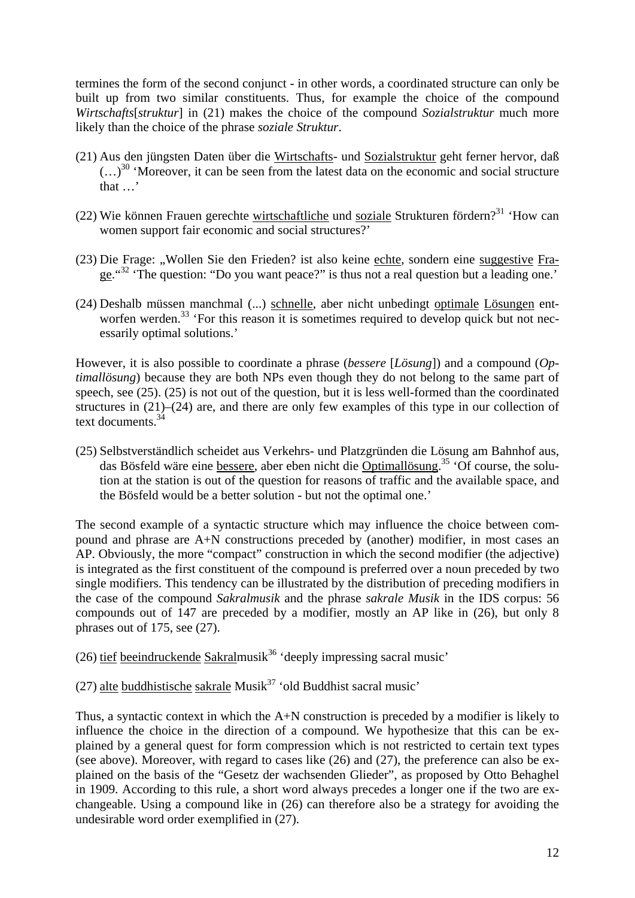termines the form of the second conjunct - in other words, a coordinated structure can only be built up from two similar constituents. Thus, for example the choice of the compound *Wirtschafts*[*struktur*] in (21) makes the choice of the compound *Sozialstruktur* much more likely than the choice of the phrase *soziale Struktur*.

(21) Aus den jüngsten Daten über die Wirtschafts- und Sozialstruktur geht ferner hervor, daß (…)[30] 'Moreover, it can be seen from the latest data on the economic and social structure that …'

(22) Wie können Frauen gerechte wirtschaftliche und soziale Strukturen fördern?[31] 'How can women support fair economic and social structures?'

(23) Die Frage: „Wollen Sie den Frieden? ist also keine echte, sondern eine suggestive Frage."[32] 'The question: "Do you want peace?" is thus not a real question but a leading one.'

(24) Deshalb müssen manchmal (...) schnelle, aber nicht unbedingt optimale Lösungen entworfen werden.[33] 'For this reason it is sometimes required to develop quick but not necessarily optimal solutions.'

However, it is also possible to coordinate a phrase (*bessere* [*Lösung*]) and a compound (*Optimallösung*) because they are both NPs even though they do not belong to the same part of speech, see (25). (25) is not out of the question, but it is less well-formed than the coordinated structures in (21)–(24) are, and there are only few examples of this type in our collection of text documents.[34]

(25) Selbstverständlich scheidet aus Verkehrs- und Platzgründen die Lösung am Bahnhof aus, das Bösfeld wäre eine bessere, aber eben nicht die Optimallösung.[35] 'Of course, the solution at the station is out of the question for reasons of traffic and the available space, and the Bösfeld would be a better solution - but not the optimal one.'

The second example of a syntactic structure which may influence the choice between compound and phrase are A+N constructions preceded by (another) modifier, in most cases an AP. Obviously, the more "compact" construction in which the second modifier (the adjective) is integrated as the first constituent of the compound is preferred over a noun preceded by two single modifiers. This tendency can be illustrated by the distribution of preceding modifiers in the case of the compound *Sakralmusik* and the phrase *sakrale Musik* in the IDS corpus: 56 compounds out of 147 are preceded by a modifier, mostly an AP like in (26), but only 8 phrases out of 175, see (27).

(26) tief beeindruckende Sakralmusik[36] 'deeply impressing sacral music'

(27) alte buddhistische sakrale Musik[37] 'old Buddhist sacral music'

Thus, a syntactic context in which the A+N construction is preceded by a modifier is likely to influence the choice in the direction of a compound. We hypothesize that this can be explained by a general quest for form compression which is not restricted to certain text types (see above). Moreover, with regard to cases like (26) and (27), the preference can also be explained on the basis of the "Gesetz der wachsenden Glieder", as proposed by Otto Behaghel in 1909. According to this rule, a short word always precedes a longer one if the two are exchangeable. Using a compound like in (26) can therefore also be a strategy for avoiding the undesirable word order exemplified in (27).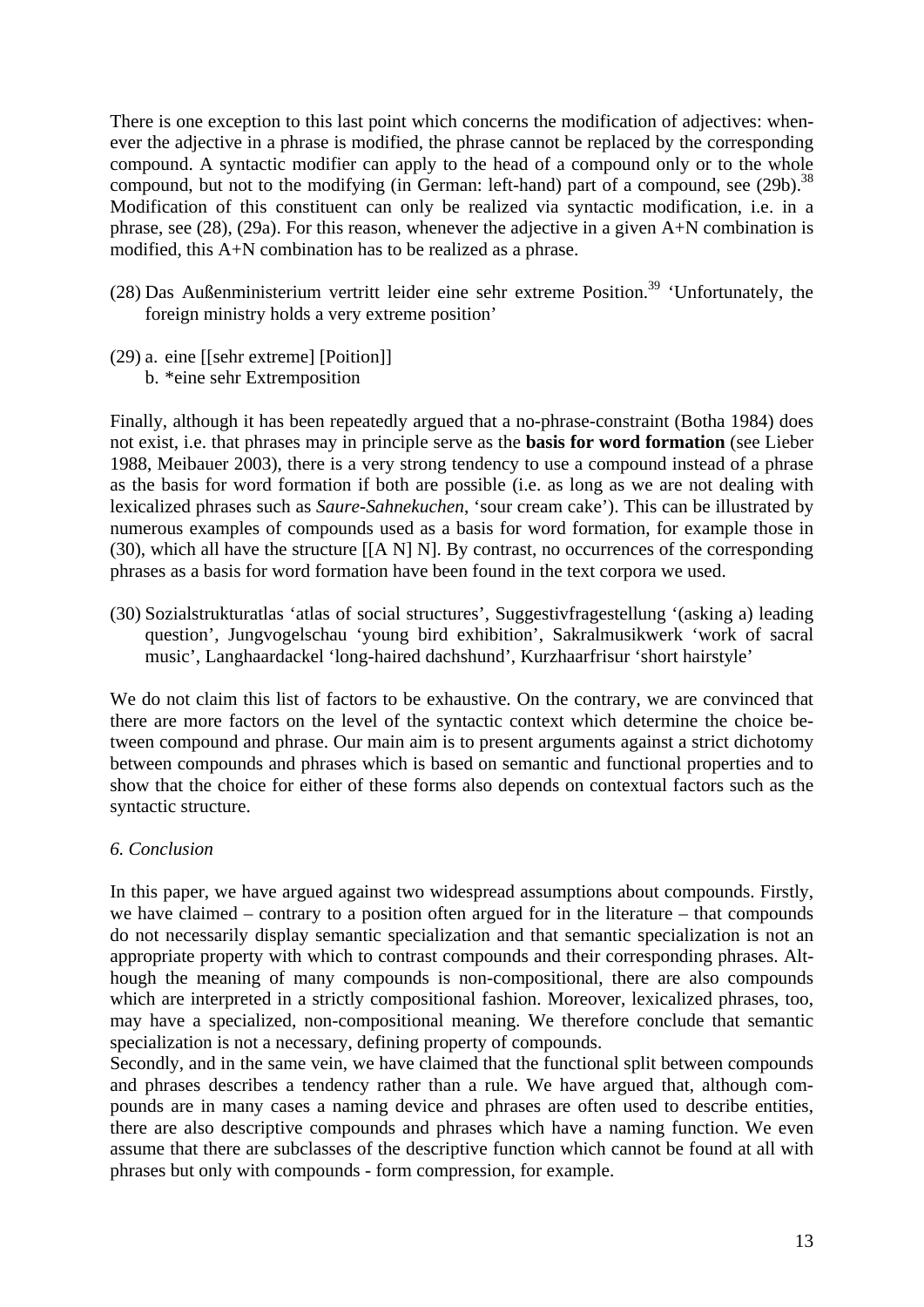There is one exception to this last point which concerns the modification of adjectives: whenever the adjective in a phrase is modified, the phrase cannot be replaced by the corresponding compound. A syntactic modifier can apply to the head of a compound only or to the whole compound, but not to the modifying (in German: left-hand) part of a compound, see (29b).[38] Modification of this constituent can only be realized via syntactic modification, i.e. in a phrase, see (28), (29a). For this reason, whenever the adjective in a given A+N combination is modified, this A+N combination has to be realized as a phrase.

(28) Das Außenministerium vertritt leider eine sehr extreme Position.[39] 'Unfortunately, the foreign ministry holds a very extreme position'

(29) a. eine [[sehr extreme] [Poition]]
     b. *eine sehr Extremposition

Finally, although it has been repeatedly argued that a no-phrase-constraint (Botha 1984) does not exist, i.e. that phrases may in principle serve as the **basis for word formation** (see Lieber 1988, Meibauer 2003), there is a very strong tendency to use a compound instead of a phrase as the basis for word formation if both are possible (i.e. as long as we are not dealing with lexicalized phrases such as *Saure-Sahnekuchen*, 'sour cream cake'). This can be illustrated by numerous examples of compounds used as a basis for word formation, for example those in (30), which all have the structure [[A N] N]. By contrast, no occurrences of the corresponding phrases as a basis for word formation have been found in the text corpora we used.

(30) Sozialstrukturatlas 'atlas of social structures', Suggestivfragestellung '(asking a) leading question', Jungvogelschau 'young bird exhibition', Sakralmusikwerk 'work of sacral music', Langhaardackel 'long-haired dachshund', Kurzhaarfrisur 'short hairstyle'

We do not claim this list of factors to be exhaustive. On the contrary, we are convinced that there are more factors on the level of the syntactic context which determine the choice between compound and phrase. Our main aim is to present arguments against a strict dichotomy between compounds and phrases which is based on semantic and functional properties and to show that the choice for either of these forms also depends on contextual factors such as the syntactic structure.

## *6. Conclusion*

In this paper, we have argued against two widespread assumptions about compounds. Firstly, we have claimed – contrary to a position often argued for in the literature – that compounds do not necessarily display semantic specialization and that semantic specialization is not an appropriate property with which to contrast compounds and their corresponding phrases. Although the meaning of many compounds is non-compositional, there are also compounds which are interpreted in a strictly compositional fashion. Moreover, lexicalized phrases, too, may have a specialized, non-compositional meaning. We therefore conclude that semantic specialization is not a necessary, defining property of compounds.

Secondly, and in the same vein, we have claimed that the functional split between compounds and phrases describes a tendency rather than a rule. We have argued that, although compounds are in many cases a naming device and phrases are often used to describe entities, there are also descriptive compounds and phrases which have a naming function. We even assume that there are subclasses of the descriptive function which cannot be found at all with phrases but only with compounds - form compression, for example.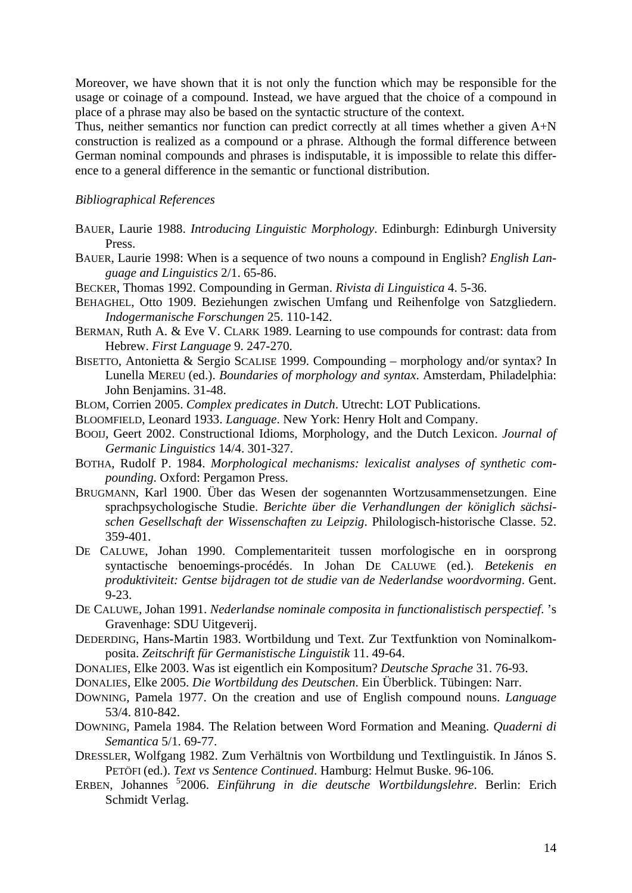Moreover, we have shown that it is not only the function which may be responsible for the usage or coinage of a compound. Instead, we have argued that the choice of a compound in place of a phrase may also be based on the syntactic structure of the context.

Thus, neither semantics nor function can predict correctly at all times whether a given A+N construction is realized as a compound or a phrase. Although the formal difference between German nominal compounds and phrases is indisputable, it is impossible to relate this difference to a general difference in the semantic or functional distribution.

*Bibliographical References*

BAUER, Laurie 1988. *Introducing Linguistic Morphology*. Edinburgh: Edinburgh University Press.

BAUER, Laurie 1998: When is a sequence of two nouns a compound in English? *English Language and Linguistics* 2/1. 65-86.

BECKER, Thomas 1992. Compounding in German. *Rivista di Linguistica* 4. 5-36.

BEHAGHEL, Otto 1909. Beziehungen zwischen Umfang und Reihenfolge von Satzgliedern. *Indogermanische Forschungen* 25. 110-142.

BERMAN, Ruth A. & Eve V. CLARK 1989. Learning to use compounds for contrast: data from Hebrew. *First Language* 9. 247-270.

BISETTO, Antonietta & Sergio SCALISE 1999. Compounding – morphology and/or syntax? In Lunella MEREU (ed.). *Boundaries of morphology and syntax*. Amsterdam, Philadelphia: John Benjamins. 31-48.

BLOM, Corrien 2005. *Complex predicates in Dutch*. Utrecht: LOT Publications.

BLOOMFIELD, Leonard 1933. *Language*. New York: Henry Holt and Company.

BOOIJ, Geert 2002. Constructional Idioms, Morphology, and the Dutch Lexicon. *Journal of Germanic Linguistics* 14/4. 301-327.

BOTHA, Rudolf P. 1984. *Morphological mechanisms: lexicalist analyses of synthetic compounding*. Oxford: Pergamon Press.

BRUGMANN, Karl 1900. Über das Wesen der sogenannten Wortzusammensetzungen. Eine sprachpsychologische Studie. *Berichte über die Verhandlungen der königlich sächsischen Gesellschaft der Wissenschaften zu Leipzig*. Philologisch-historische Classe. 52. 359-401.

DE CALUWE, Johan 1990. Complementariteit tussen morfologische en in oorsprong syntactische benoemings-procédés. In Johan DE CALUWE (ed.). *Betekenis en produktiviteit: Gentse bijdragen tot de studie van de Nederlandse woordvorming*. Gent. 9-23.

DE CALUWE, Johan 1991. *Nederlandse nominale composita in functionalistisch perspectief*. 's Gravenhage: SDU Uitgeverij.

DEDERDING, Hans-Martin 1983. Wortbildung und Text. Zur Textfunktion von Nominalkomposita. *Zeitschrift für Germanistische Linguistik* 11. 49-64.

DONALIES, Elke 2003. Was ist eigentlich ein Kompositum? *Deutsche Sprache* 31. 76-93.

DONALIES, Elke 2005. *Die Wortbildung des Deutschen*. Ein Überblick. Tübingen: Narr.

DOWNING, Pamela 1977. On the creation and use of English compound nouns. *Language* 53/4. 810-842.

DOWNING, Pamela 1984. The Relation between Word Formation and Meaning. *Quaderni di Semantica* 5/1. 69-77.

DRESSLER, Wolfgang 1982. Zum Verhältnis von Wortbildung und Textlinguistik. In János S. PETÖFI (ed.). *Text vs Sentence Continued*. Hamburg: Helmut Buske. 96-106.

ERBEN, Johannes [5]2006. *Einführung in die deutsche Wortbildungslehre*. Berlin: Erich Schmidt Verlag.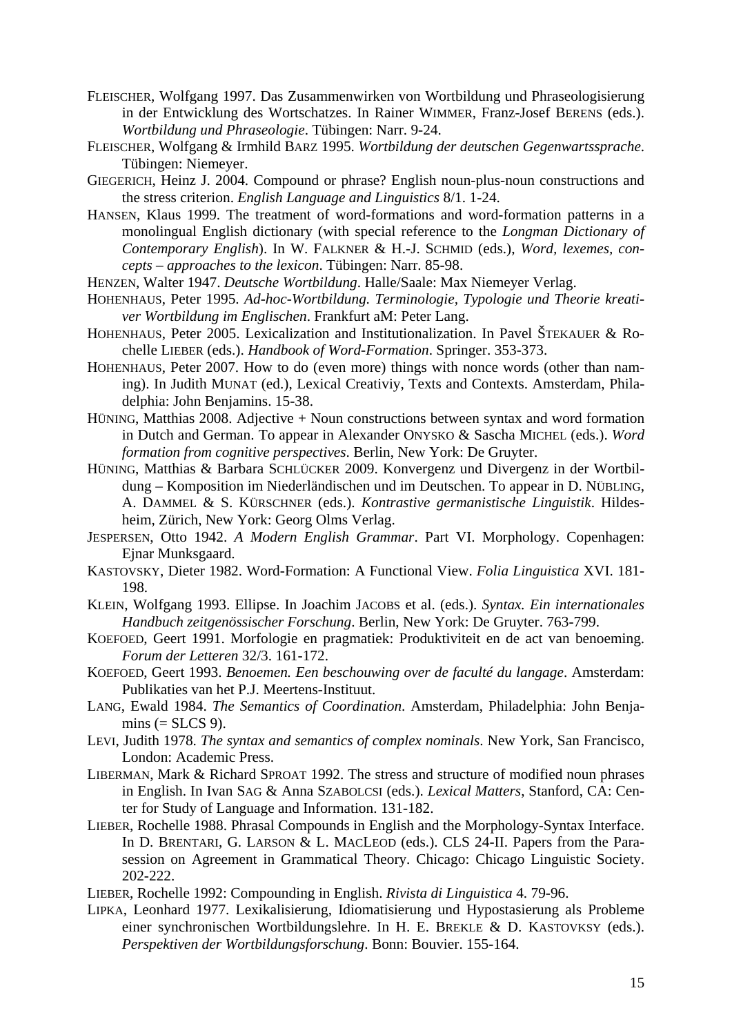FLEISCHER, Wolfgang 1997. Das Zusammenwirken von Wortbildung und Phraseologisierung in der Entwicklung des Wortschatzes. In Rainer WIMMER, Franz-Josef BERENS (eds.). *Wortbildung und Phraseologie*. Tübingen: Narr. 9-24.

FLEISCHER, Wolfgang & Irmhild BARZ 1995. *Wortbildung der deutschen Gegenwartssprache*. Tübingen: Niemeyer.

GIEGERICH, Heinz J. 2004. Compound or phrase? English noun-plus-noun constructions and the stress criterion. *English Language and Linguistics* 8/1. 1-24.

HANSEN, Klaus 1999. The treatment of word-formations and word-formation patterns in a monolingual English dictionary (with special reference to the *Longman Dictionary of Contemporary English*). In W. FALKNER & H.-J. SCHMID (eds.), *Word, lexemes, concepts – approaches to the lexicon*. Tübingen: Narr. 85-98.

HENZEN, Walter 1947. *Deutsche Wortbildung*. Halle/Saale: Max Niemeyer Verlag.

HOHENHAUS, Peter 1995. *Ad-hoc-Wortbildung. Terminologie, Typologie und Theorie kreativer Wortbildung im Englischen*. Frankfurt aM: Peter Lang.

HOHENHAUS, Peter 2005. Lexicalization and Institutionalization. In Pavel ŠTEKAUER & Rochelle LIEBER (eds.). *Handbook of Word-Formation*. Springer. 353-373.

HOHENHAUS, Peter 2007. How to do (even more) things with nonce words (other than naming). In Judith MUNAT (ed.), Lexical Creativiy, Texts and Contexts. Amsterdam, Philadelphia: John Benjamins. 15-38.

HÜNING, Matthias 2008. Adjective + Noun constructions between syntax and word formation in Dutch and German. To appear in Alexander ONYSKO & Sascha MICHEL (eds.). *Word formation from cognitive perspectives*. Berlin, New York: De Gruyter.

HÜNING, Matthias & Barbara SCHLÜCKER 2009. Konvergenz und Divergenz in der Wortbildung – Komposition im Niederländischen und im Deutschen. To appear in D. NÜBLING, A. DAMMEL & S. KÜRSCHNER (eds.). *Kontrastive germanistische Linguistik*. Hildesheim, Zürich, New York: Georg Olms Verlag.

JESPERSEN, Otto 1942. *A Modern English Grammar*. Part VI. Morphology. Copenhagen: Ejnar Munksgaard.

KASTOVSKY, Dieter 1982. Word-Formation: A Functional View. *Folia Linguistica* XVI. 181-198.

KLEIN, Wolfgang 1993. Ellipse. In Joachim JACOBS et al. (eds.). *Syntax. Ein internationales Handbuch zeitgenössischer Forschung*. Berlin, New York: De Gruyter. 763-799.

KOEFOED, Geert 1991. Morfologie en pragmatiek: Produktiviteit en de act van benoeming. *Forum der Letteren* 32/3. 161-172.

KOEFOED, Geert 1993. *Benoemen. Een beschouwing over de faculté du langage*. Amsterdam: Publikaties van het P.J. Meertens-Instituut.

LANG, Ewald 1984. *The Semantics of Coordination*. Amsterdam, Philadelphia: John Benjamins (= SLCS 9).

LEVI, Judith 1978. *The syntax and semantics of complex nominals*. New York, San Francisco, London: Academic Press.

LIBERMAN, Mark & Richard SPROAT 1992. The stress and structure of modified noun phrases in English. In Ivan SAG & Anna SZABOLCSI (eds.). *Lexical Matters*, Stanford, CA: Center for Study of Language and Information. 131-182.

LIEBER, Rochelle 1988. Phrasal Compounds in English and the Morphology-Syntax Interface. In D. BRENTARI, G. LARSON & L. MACLEOD (eds.). CLS 24-II. Papers from the Parasession on Agreement in Grammatical Theory. Chicago: Chicago Linguistic Society. 202-222.

LIEBER, Rochelle 1992: Compounding in English. *Rivista di Linguistica* 4. 79-96.

LIPKA, Leonhard 1977. Lexikalisierung, Idiomatisierung und Hypostasierung als Probleme einer synchronischen Wortbildungslehre. In H. E. BREKLE & D. KASTOVKSY (eds.). *Perspektiven der Wortbildungsforschung*. Bonn: Bouvier. 155-164.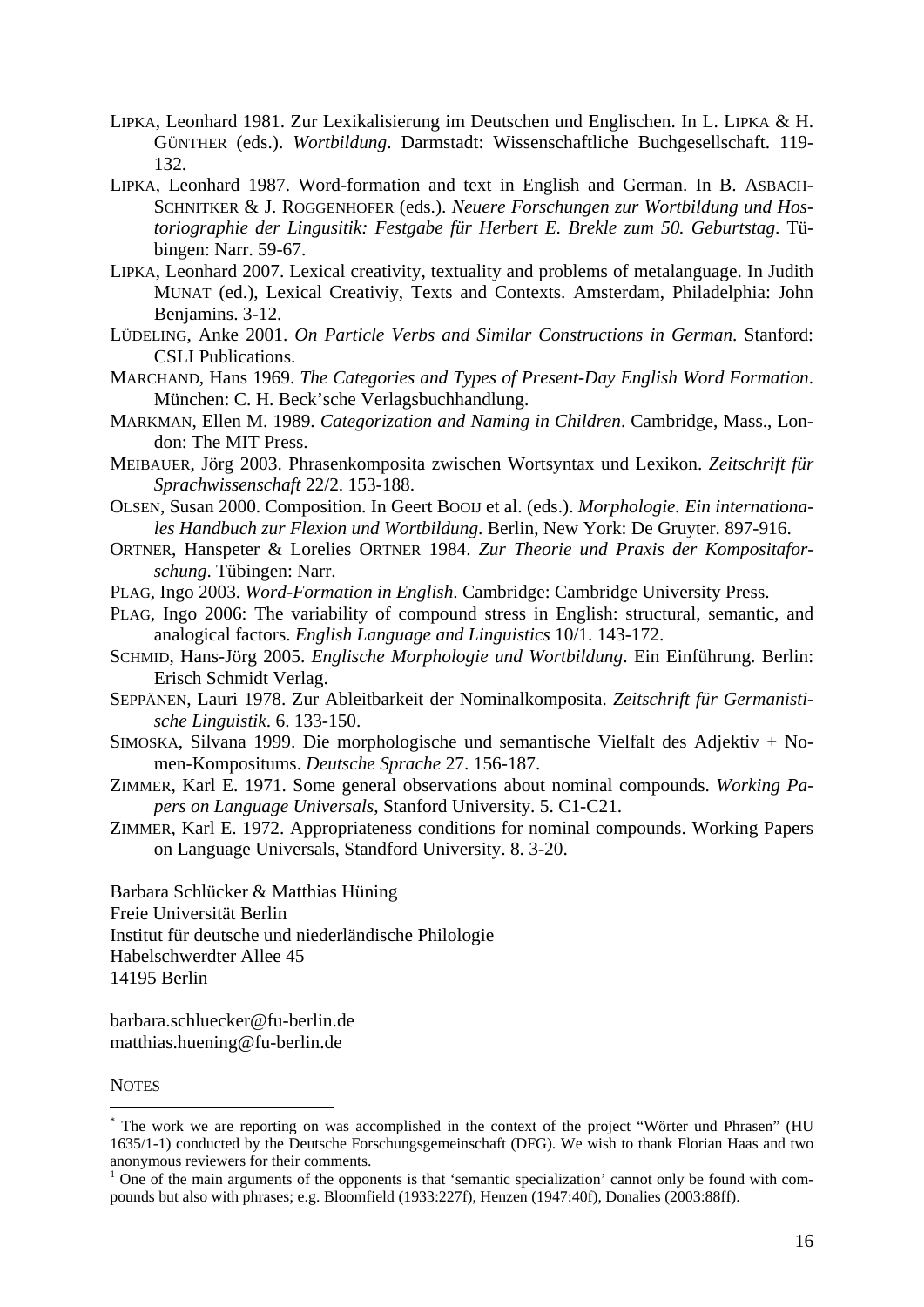LIPKA, Leonhard 1981. Zur Lexikalisierung im Deutschen und Englischen. In L. LIPKA & H. GÜNTHER (eds.). *Wortbildung*. Darmstadt: Wissenschaftliche Buchgesellschaft. 119-132.

LIPKA, Leonhard 1987. Word-formation and text in English and German. In B. ASBACH-SCHNITKER & J. ROGGENHOFER (eds.). *Neuere Forschungen zur Wortbildung und Hostoriographie der Lingusitik: Festgabe für Herbert E. Brekle zum 50. Geburtstag*. Tübingen: Narr. 59-67.

LIPKA, Leonhard 2007. Lexical creativity, textuality and problems of metalanguage. In Judith MUNAT (ed.), Lexical Creativiy, Texts and Contexts. Amsterdam, Philadelphia: John Benjamins. 3-12.

LÜDELING, Anke 2001. *On Particle Verbs and Similar Constructions in German*. Stanford: CSLI Publications.

MARCHAND, Hans 1969. *The Categories and Types of Present-Day English Word Formation*. München: C. H. Beck'sche Verlagsbuchhandlung.

MARKMAN, Ellen M. 1989. *Categorization and Naming in Children*. Cambridge, Mass., London: The MIT Press.

MEIBAUER, Jörg 2003. Phrasenkomposita zwischen Wortsyntax und Lexikon. *Zeitschrift für Sprachwissenschaft* 22/2. 153-188.

OLSEN, Susan 2000. Composition. In Geert BOOIJ et al. (eds.). *Morphologie. Ein internationales Handbuch zur Flexion und Wortbildung*. Berlin, New York: De Gruyter. 897-916.

ORTNER, Hanspeter & Lorelies ORTNER 1984. *Zur Theorie und Praxis der Kompositaforschung*. Tübingen: Narr.

PLAG, Ingo 2003. *Word-Formation in English*. Cambridge: Cambridge University Press.

PLAG, Ingo 2006: The variability of compound stress in English: structural, semantic, and analogical factors. *English Language and Linguistics* 10/1. 143-172.

SCHMID, Hans-Jörg 2005. *Englische Morphologie und Wortbildung*. Ein Einführung. Berlin: Erisch Schmidt Verlag.

SEPPÄNEN, Lauri 1978. Zur Ableitbarkeit der Nominalkomposita. *Zeitschrift für Germanistische Linguistik*. 6. 133-150.

SIMOSKA, Silvana 1999. Die morphologische und semantische Vielfalt des Adjektiv + Nomen-Kompositums. *Deutsche Sprache* 27. 156-187.

ZIMMER, Karl E. 1971. Some general observations about nominal compounds. *Working Papers on Language Universals*, Stanford University. 5. C1-C21.

ZIMMER, Karl E. 1972. Appropriateness conditions for nominal compounds. Working Papers on Language Universals, Standford University. 8. 3-20.

Barbara Schlücker & Matthias Hüning
Freie Universität Berlin
Institut für deutsche und niederländische Philologie
Habelschwerdter Allee 45
14195 Berlin

barbara.schluecker@fu-berlin.de
matthias.huening@fu-berlin.de

NOTES

[*] The work we are reporting on was accomplished in the context of the project "Wörter und Phrasen" (HU 1635/1-1) conducted by the Deutsche Forschungsgemeinschaft (DFG). We wish to thank Florian Haas and two anonymous reviewers for their comments.

[1] One of the main arguments of the opponents is that 'semantic specialization' cannot only be found with compounds but also with phrases; e.g. Bloomfield (1933:227f), Henzen (1947:40f), Donalies (2003:88ff).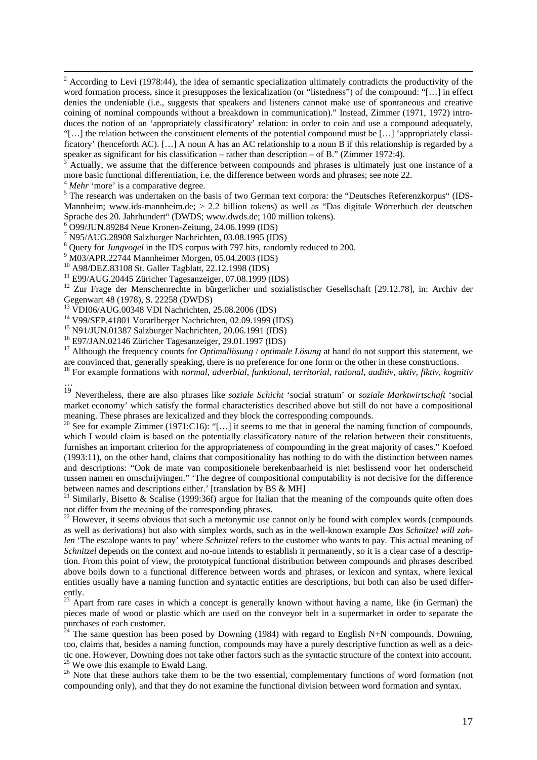[2] According to Levi (1978:44), the idea of semantic specialization ultimately contradicts the productivity of the word formation process, since it presupposes the lexicalization (or "listedness") of the compound: "[…] in effect denies the undeniable (i.e., suggests that speakers and listeners cannot make use of spontaneous and creative coining of nominal compounds without a breakdown in communication)." Instead, Zimmer (1971, 1972) introduces the notion of an 'appropriately classificatory' relation: in order to coin and use a compound adequately, "[…] the relation between the constituent elements of the potential compound must be […] 'appropriately classificatory' (henceforth AC). […] A noun A has an AC relationship to a noun B if this relationship is regarded by a speaker as significant for his classification – rather than description – of B." (Zimmer 1972:4).

[3] Actually, we assume that the difference between compounds and phrases is ultimately just one instance of a more basic functional differentiation, i.e. the difference between words and phrases; see note 22.

[4] *Mehr* 'more' is a comparative degree.

[5] The research was undertaken on the basis of two German text corpora: the "Deutsches Referenzkorpus" (IDS-Mannheim; www.ids-mannheim.de; > 2.2 billion tokens) as well as "Das digitale Wörterbuch der deutschen Sprache des 20. Jahrhundert" (DWDS; www.dwds.de; 100 million tokens).

[6] O99/JUN.89284 Neue Kronen-Zeitung, 24.06.1999 (IDS)

[7] N95/AUG.28908 Salzburger Nachrichten, 03.08.1995 (IDS)

[8] Query for *Jungvogel* in the IDS corpus with 797 hits, randomly reduced to 200.

[9] M03/APR.22744 Mannheimer Morgen, 05.04.2003 (IDS)

[10] A98/DEZ.83108 St. Galler Tagblatt, 22.12.1998 (IDS)

[11] E99/AUG.20445 Züricher Tagesanzeiger, 07.08.1999 (IDS)

[12] Zur Frage der Menschenrechte in bürgerlicher und sozialistischer Gesellschaft [29.12.78], in: Archiv der Gegenwart 48 (1978), S. 22258 (DWDS)

[13] VDI06/AUG.00348 VDI Nachrichten, 25.08.2006 (IDS)

[14] V99/SEP.41801 Vorarlberger Nachrichten, 02.09.1999 (IDS)

[15] N91/JUN.01387 Salzburger Nachrichten, 20.06.1991 (IDS)

[16] E97/JAN.02146 Züricher Tagesanzeiger, 29.01.1997 (IDS)

[17] Although the frequency counts for *Optimallösung* / *optimale Lösung* at hand do not support this statement, we are convinced that, generally speaking, there is no preference for one form or the other in these constructions.

[18] For example formations with *normal*, *adverbial*, *funktional*, *territorial*, *rational*, *auditiv*, *aktiv*, *fiktiv*, *kognitiv* …

[19] Nevertheless, there are also phrases like *soziale Schicht* 'social stratum' or *soziale Marktwirtschaft* 'social market economy' which satisfy the formal characteristics described above but still do not have a compositional meaning. These phrases are lexicalized and they block the corresponding compounds.

[20] See for example Zimmer (1971:C16): "[…] it seems to me that in general the naming function of compounds, which I would claim is based on the potentially classificatory nature of the relation between their constituents, furnishes an important criterion for the appropriateness of compounding in the great majority of cases." Koefoed (1993:11), on the other hand, claims that compositionality has nothing to do with the distinction between names and descriptions: "Ook de mate van compositionele berekenbaarheid is niet beslissend voor het onderscheid tussen namen en omschrijvingen." 'The degree of compositional computability is not decisive for the difference between names and descriptions either.' [translation by BS & MH]

[21] Similarly, Bisetto & Scalise (1999:36f) argue for Italian that the meaning of the compounds quite often does not differ from the meaning of the corresponding phrases.

[22] However, it seems obvious that such a metonymic use cannot only be found with complex words (compounds as well as derivations) but also with simplex words, such as in the well-known example *Das Schnitzel will zahlen* 'The escalope wants to pay' where *Schnitzel* refers to the customer who wants to pay. This actual meaning of *Schnitzel* depends on the context and no-one intends to establish it permanently, so it is a clear case of a description. From this point of view, the prototypical functional distribution between compounds and phrases described above boils down to a functional difference between words and phrases, or lexicon and syntax, where lexical entities usually have a naming function and syntactic entities are descriptions, but both can also be used differently.

[23] Apart from rare cases in which a concept is generally known without having a name, like (in German) the pieces made of wood or plastic which are used on the conveyor belt in a supermarket in order to separate the purchases of each customer.

[24] The same question has been posed by Downing (1984) with regard to English N+N compounds. Downing, too, claims that, besides a naming function, compounds may have a purely descriptive function as well as a deictic one. However, Downing does not take other factors such as the syntactic structure of the context into account.

[25] We owe this example to Ewald Lang.

[26] Note that these authors take them to be the two essential, complementary functions of word formation (not compounding only), and that they do not examine the functional division between word formation and syntax.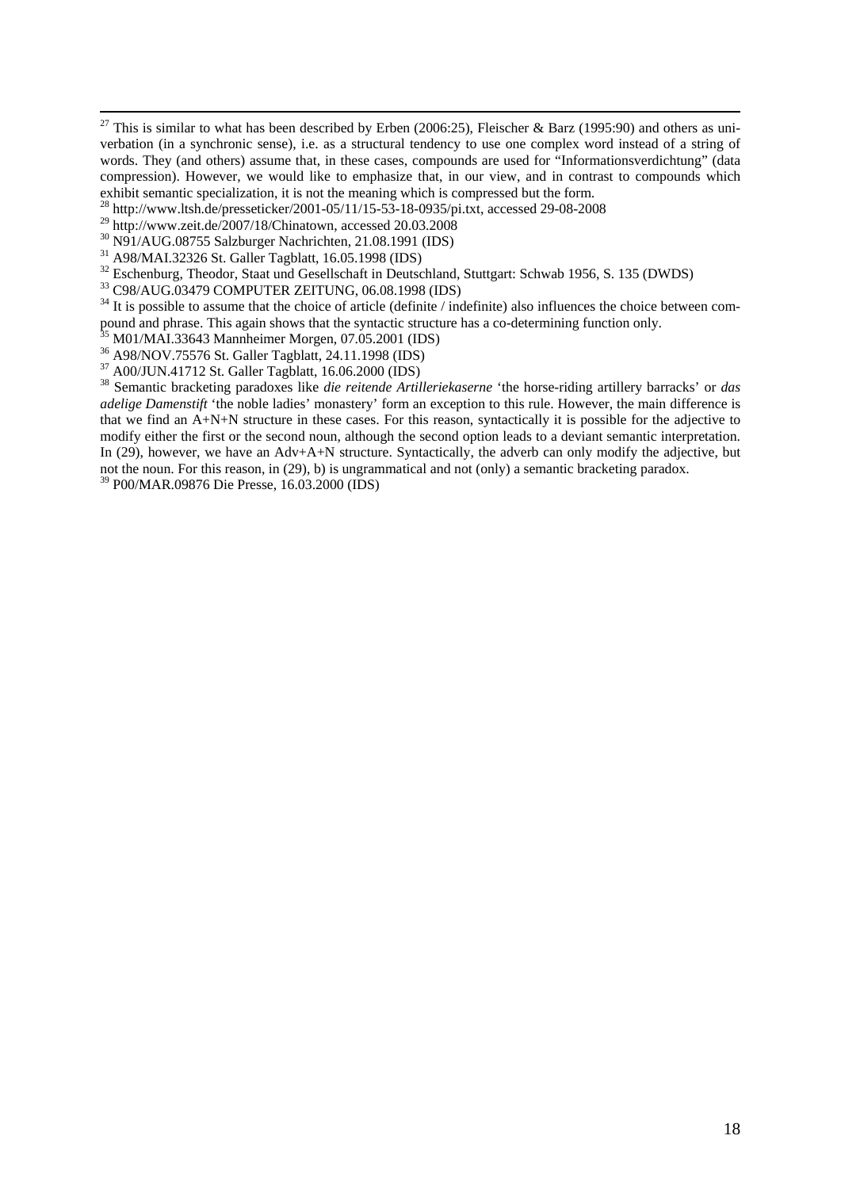[27] This is similar to what has been described by Erben (2006:25), Fleischer & Barz (1995:90) and others as univerbation (in a synchronic sense), i.e. as a structural tendency to use one complex word instead of a string of words. They (and others) assume that, in these cases, compounds are used for "Informationsverdichtung" (data compression). However, we would like to emphasize that, in our view, and in contrast to compounds which exhibit semantic specialization, it is not the meaning which is compressed but the form.

[28] http://www.ltsh.de/presseticker/2001-05/11/15-53-18-0935/pi.txt, accessed 29-08-2008

[29] http://www.zeit.de/2007/18/Chinatown, accessed 20.03.2008

[30] N91/AUG.08755 Salzburger Nachrichten, 21.08.1991 (IDS)

[31] A98/MAI.32326 St. Galler Tagblatt, 16.05.1998 (IDS)

[32] Eschenburg, Theodor, Staat und Gesellschaft in Deutschland, Stuttgart: Schwab 1956, S. 135 (DWDS)

[33] C98/AUG.03479 COMPUTER ZEITUNG, 06.08.1998 (IDS)

[34] It is possible to assume that the choice of article (definite / indefinite) also influences the choice between compound and phrase. This again shows that the syntactic structure has a co-determining function only.

[35] M01/MAI.33643 Mannheimer Morgen, 07.05.2001 (IDS)

[36] A98/NOV.75576 St. Galler Tagblatt, 24.11.1998 (IDS)

[37] A00/JUN.41712 St. Galler Tagblatt, 16.06.2000 (IDS)

[38] Semantic bracketing paradoxes like *die reitende Artilleriekaserne* 'the horse-riding artillery barracks' or *das adelige Damenstift* 'the noble ladies' monastery' form an exception to this rule. However, the main difference is that we find an A+N+N structure in these cases. For this reason, syntactically it is possible for the adjective to modify either the first or the second noun, although the second option leads to a deviant semantic interpretation. In (29), however, we have an Adv+A+N structure. Syntactically, the adverb can only modify the adjective, but not the noun. For this reason, in (29), b) is ungrammatical and not (only) a semantic bracketing paradox.

[39] P00/MAR.09876 Die Presse, 16.03.2000 (IDS)